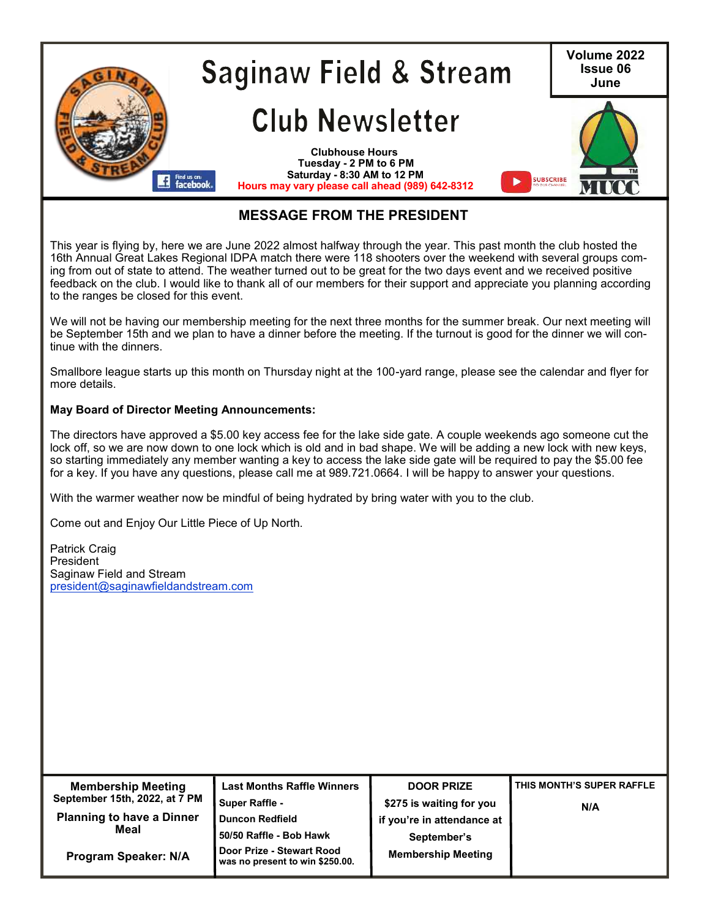# Saginaw Field & Stream

# Club Newsletter

Volume 2022
Issue 06
June

**Clubhouse Hours**
**Tuesday - 2 PM to 6 PM**
**Saturday - 8:30 AM to 12 PM**
**Hours may vary please call ahead (989) 642-8312**

## MESSAGE FROM THE PRESIDENT

This year is flying by, here we are June 2022 almost halfway through the year. This past month the club hosted the 16th Annual Great Lakes Regional IDPA match there were 118 shooters over the weekend with several groups coming from out of state to attend. The weather turned out to be great for the two days event and we received positive feedback on the club. I would like to thank all of our members for their support and appreciate you planning according to the ranges be closed for this event.

We will not be having our membership meeting for the next three months for the summer break. Our next meeting will be September 15th and we plan to have a dinner before the meeting. If the turnout is good for the dinner we will continue with the dinners.

Smallbore league starts up this month on Thursday night at the 100-yard range, please see the calendar and flyer for more details.

**May Board of Director Meeting Announcements:**

The directors have approved a $5.00 key access fee for the lake side gate. A couple weekends ago someone cut the lock off, so we are now down to one lock which is old and in bad shape. We will be adding a new lock with new keys, so starting immediately any member wanting a key to access the lake side gate will be required to pay the $5.00 fee for a key. If you have any questions, please call me at 989.721.0664. I will be happy to answer your questions.

With the warmer weather now be mindful of being hydrated by bring water with you to the club.

Come out and Enjoy Our Little Piece of Up North.

Patrick Craig
President
Saginaw Field and Stream
president@saginawfieldandstream.com

| Membership Meeting | Last Months Raffle Winners | DOOR PRIZE | THIS MONTH'S SUPER RAFFLE |
|---|---|---|---|
| September 15th, 2022, at 7 PM<br><br>Planning to have a Dinner Meal<br><br>Program Speaker: N/A | Super Raffle -<br>Duncon Redfield<br>50/50 Raffle - Bob Hawk<br>Door Prize - Stewart Rood was no present to win $250.00. | $275 is waiting for you if you're in attendance at September's Membership Meeting | N/A |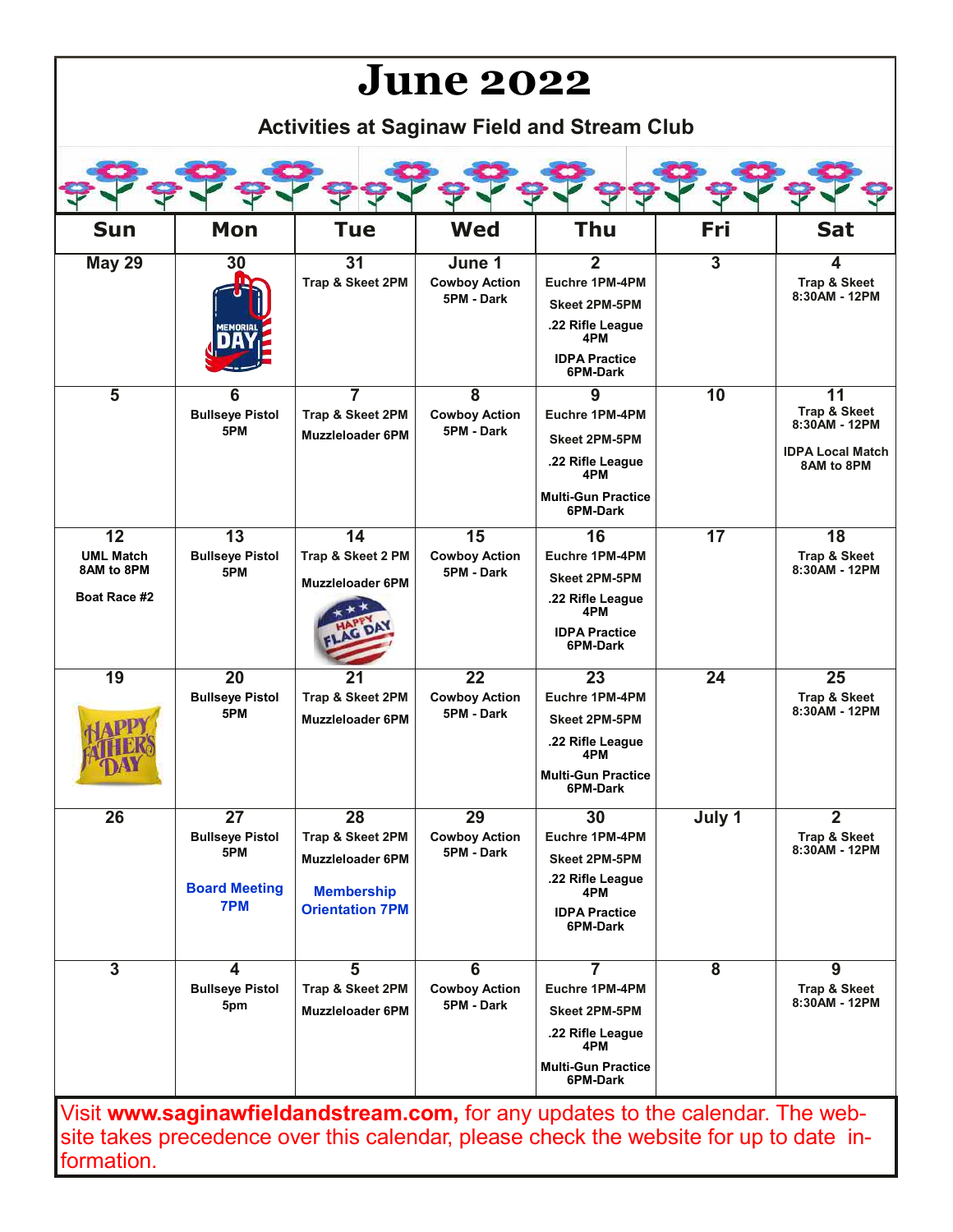# June 2022

## Activities at Saginaw Field and Stream Club

| Sun | Mon | Tue | Wed | Thu | Fri | Sat |
|---|---|---|---|---|---|---|
| **May 29** | **30** | **31** Trap & Skeet 2PM | **June 1** Cowboy Action 5PM - Dark | **2** Euchre 1PM-4PM<br>Skeet 2PM-5PM<br>.22 Rifle League 4PM<br>IDPA Practice 6PM-Dark | **3** | **4** Trap & Skeet 8:30AM - 12PM |
| **5** | **6** Bullseye Pistol 5PM | **7** Trap & Skeet 2PM<br>Muzzleloader 6PM | **8** Cowboy Action 5PM - Dark | **9** Euchre 1PM-4PM<br>Skeet 2PM-5PM<br>.22 Rifle League 4PM<br>Multi-Gun Practice 6PM-Dark | **10** | **11** Trap & Skeet 8:30AM - 12PM<br>IDPA Local Match 8AM to 8PM |
| **12** UML Match 8AM to 8PM<br>Boat Race #2 | **13** Bullseye Pistol 5PM | **14** Trap & Skeet 2 PM<br>Muzzleloader 6PM | **15** Cowboy Action 5PM - Dark | **16** Euchre 1PM-4PM<br>Skeet 2PM-5PM<br>.22 Rifle League 4PM<br>IDPA Practice 6PM-Dark | **17** | **18** Trap & Skeet 8:30AM - 12PM |
| **19** | **20** Bullseye Pistol 5PM | **21** Trap & Skeet 2PM<br>Muzzleloader 6PM | **22** Cowboy Action 5PM - Dark | **23** Euchre 1PM-4PM<br>Skeet 2PM-5PM<br>.22 Rifle League 4PM<br>Multi-Gun Practice 6PM-Dark | **24** | **25** Trap & Skeet 8:30AM - 12PM |
| **26** | **27** Bullseye Pistol 5PM<br>Board Meeting 7PM | **28** Trap & Skeet 2PM<br>Muzzleloader 6PM<br>Membership Orientation 7PM | **29** Cowboy Action 5PM - Dark | **30** Euchre 1PM-4PM<br>Skeet 2PM-5PM<br>.22 Rifle League 4PM<br>IDPA Practice 6PM-Dark | **July 1** | **2** Trap & Skeet 8:30AM - 12PM |
| **3** | **4** Bullseye Pistol 5pm | **5** Trap & Skeet 2PM<br>Muzzleloader 6PM | **6** Cowboy Action 5PM - Dark | **7** Euchre 1PM-4PM<br>Skeet 2PM-5PM<br>.22 Rifle League 4PM<br>Multi-Gun Practice 6PM-Dark | **8** | **9** Trap & Skeet 8:30AM - 12PM |

Visit **www.saginawfieldandstream.com,** for any updates to the calendar. The website takes precedence over this calendar, please check the website for up to date information.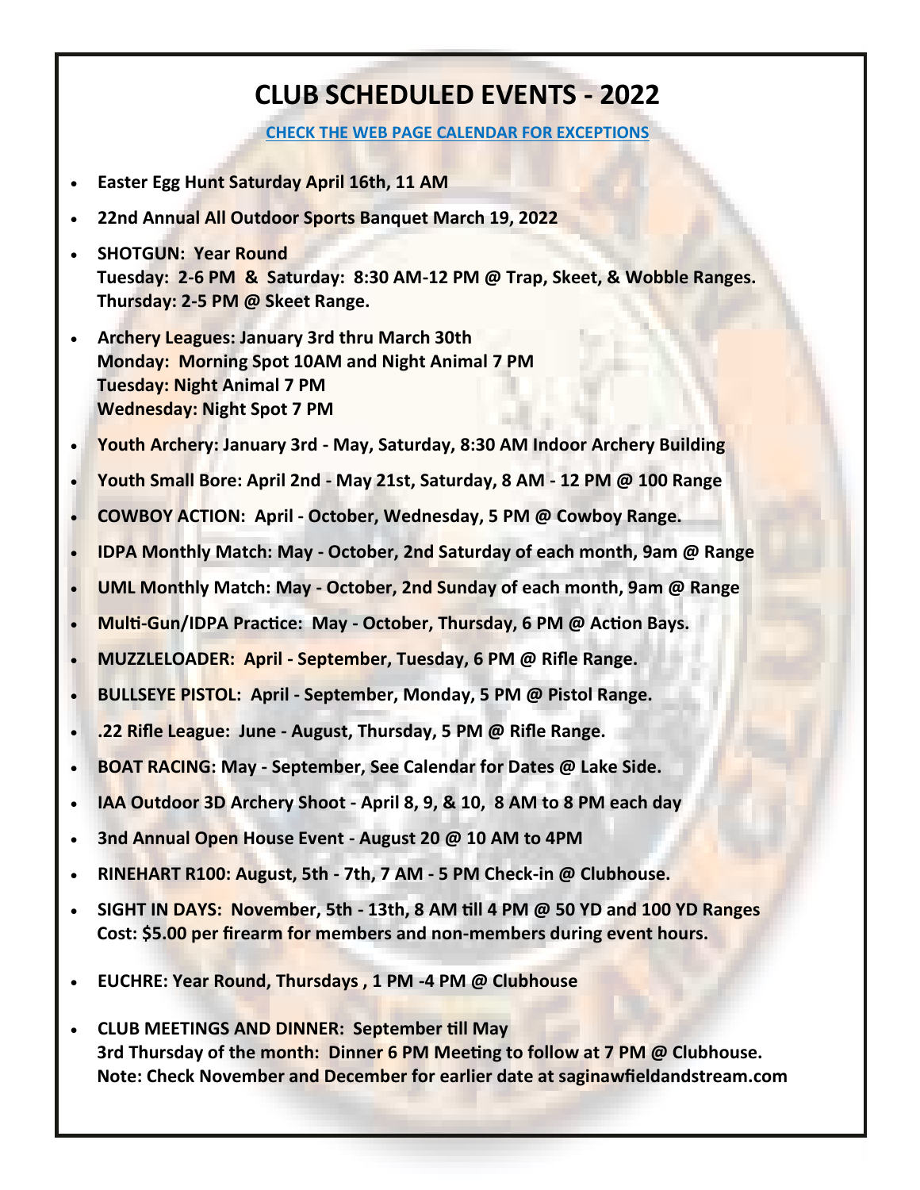# CLUB SCHEDULED EVENTS - 2022

**CHECK THE WEB PAGE CALENDAR FOR EXCEPTIONS**

- **Easter Egg Hunt Saturday April 16th, 11 AM**
- **22nd Annual All Outdoor Sports Banquet March 19, 2022**
- **SHOTGUN: Year Round**
  **Tuesday: 2-6 PM & Saturday: 8:30 AM-12 PM @ Trap, Skeet, & Wobble Ranges.**
  **Thursday: 2-5 PM @ Skeet Range.**
- **Archery Leagues: January 3rd thru March 30th**
  **Monday: Morning Spot 10AM and Night Animal 7 PM**
  **Tuesday: Night Animal 7 PM**
  **Wednesday: Night Spot 7 PM**
- **Youth Archery: January 3rd - May, Saturday, 8:30 AM Indoor Archery Building**
- **Youth Small Bore: April 2nd - May 21st, Saturday, 8 AM - 12 PM @ 100 Range**
- **COWBOY ACTION: April - October, Wednesday, 5 PM @ Cowboy Range.**
- **IDPA Monthly Match: May - October, 2nd Saturday of each month, 9am @ Range**
- **UML Monthly Match: May - October, 2nd Sunday of each month, 9am @ Range**
- **Multi-Gun/IDPA Practice: May - October, Thursday, 6 PM @ Action Bays.**
- **MUZZLELOADER: April - September, Tuesday, 6 PM @ Rifle Range.**
- **BULLSEYE PISTOL: April - September, Monday, 5 PM @ Pistol Range.**
- **.22 Rifle League: June - August, Thursday, 5 PM @ Rifle Range.**
- **BOAT RACING: May - September, See Calendar for Dates @ Lake Side.**
- **IAA Outdoor 3D Archery Shoot - April 8, 9, & 10, 8 AM to 8 PM each day**
- **3nd Annual Open House Event - August 20 @ 10 AM to 4PM**
- **RINEHART R100: August, 5th - 7th, 7 AM - 5 PM Check-in @ Clubhouse.**
- **SIGHT IN DAYS: November, 5th - 13th, 8 AM till 4 PM @ 50 YD and 100 YD Ranges**
  **Cost: $5.00 per firearm for members and non-members during event hours.**
- **EUCHRE: Year Round, Thursdays , 1 PM -4 PM @ Clubhouse**
- **CLUB MEETINGS AND DINNER: September till May**
  **3rd Thursday of the month: Dinner 6 PM Meeting to follow at 7 PM @ Clubhouse.**
  **Note: Check November and December for earlier date at saginawfieldandstream.com**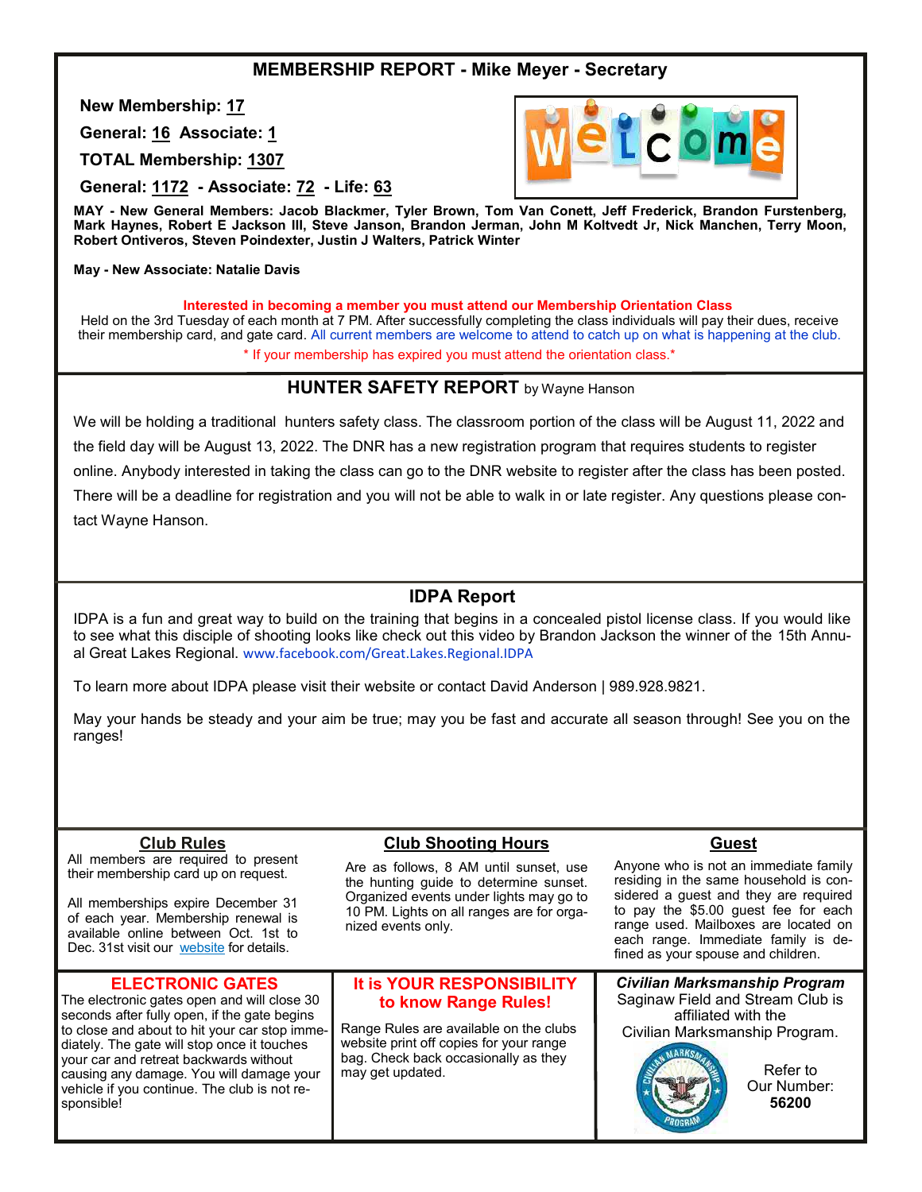## MEMBERSHIP REPORT - Mike Meyer - Secretary

**New Membership: 17**

**General: 16 Associate: 1**

**TOTAL Membership: 1307**

**General: 1172 - Associate: 72 - Life: 63**

**MAY - New General Members: Jacob Blackmer, Tyler Brown, Tom Van Conett, Jeff Frederick, Brandon Furstenberg, Mark Haynes, Robert E Jackson III, Steve Janson, Brandon Jerman, John M Koltvedt Jr, Nick Manchen, Terry Moon, Robert Ontiveros, Steven Poindexter, Justin J Walters, Patrick Winter**

**May - New Associate: Natalie Davis**

**Interested in becoming a member you must attend our Membership Orientation Class**

Held on the 3rd Tuesday of each month at 7 PM. After successfully completing the class individuals will pay their dues, receive their membership card, and gate card. All current members are welcome to attend to catch up on what is happening at the club.

\* If your membership has expired you must attend the orientation class.*

## HUNTER SAFETY REPORT by Wayne Hanson

We will be holding a traditional hunters safety class. The classroom portion of the class will be August 11, 2022 and the field day will be August 13, 2022. The DNR has a new registration program that requires students to register online. Anybody interested in taking the class can go to the DNR website to register after the class has been posted. There will be a deadline for registration and you will not be able to walk in or late register. Any questions please contact Wayne Hanson.

## IDPA Report

IDPA is a fun and great way to build on the training that begins in a concealed pistol license class. If you would like to see what this disciple of shooting looks like check out this video by Brandon Jackson the winner of the 15th Annual Great Lakes Regional. www.facebook.com/Great.Lakes.Regional.IDPA

To learn more about IDPA please visit their website or contact David Anderson | 989.928.9821.

May your hands be steady and your aim be true; may you be fast and accurate all season through! See you on the ranges!

### Club Rules

All members are required to present their membership card up on request.

All memberships expire December 31 of each year. Membership renewal is available online between Oct. 1st to Dec. 31st visit our website for details.

### Club Shooting Hours

Are as follows, 8 AM until sunset, use the hunting guide to determine sunset. Organized events under lights may go to 10 PM. Lights on all ranges are for organized events only.

### Guest

Anyone who is not an immediate family residing in the same household is considered a guest and they are required to pay the $5.00 guest fee for each range used. Mailboxes are located on each range. Immediate family is defined as your spouse and children.

### ELECTRONIC GATES

The electronic gates open and will close 30 seconds after fully open, if the gate begins to close and about to hit your car stop immediately. The gate will stop once it touches your car and retreat backwards without causing any damage. You will damage your vehicle if you continue. The club is not responsible!

### It is YOUR RESPONSIBILITY to know Range Rules!

Range Rules are available on the clubs website print off copies for your range bag. Check back occasionally as they may get updated.

### *Civilian Marksmanship Program*

Saginaw Field and Stream Club is affiliated with the Civilian Marksmanship Program.

Refer to Our Number: **56200**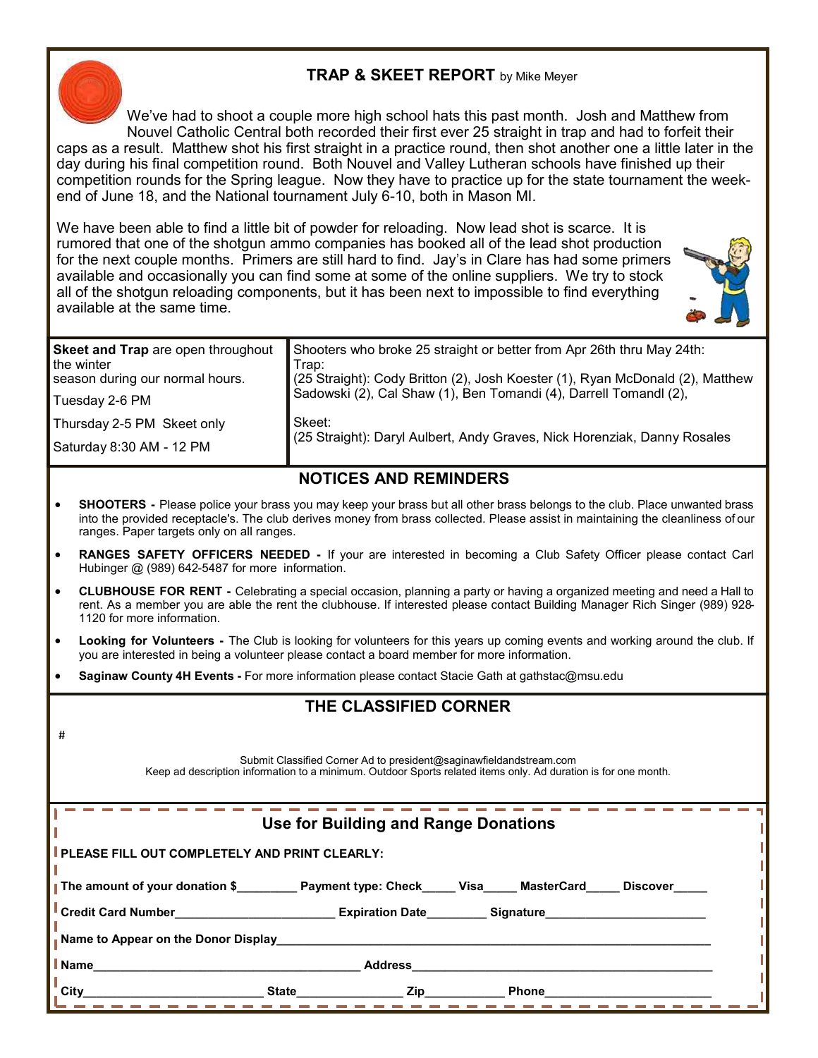## TRAP & SKEET REPORT by Mike Meyer

We've had to shoot a couple more high school hats this past month. Josh and Matthew from Nouvel Catholic Central both recorded their first ever 25 straight in trap and had to forfeit their caps as a result. Matthew shot his first straight in a practice round, then shot another one a little later in the day during his final competition round. Both Nouvel and Valley Lutheran schools have finished up their competition rounds for the Spring league. Now they have to practice up for the state tournament the weekend of June 18, and the National tournament July 6-10, both in Mason MI.

We have been able to find a little bit of powder for reloading. Now lead shot is scarce. It is rumored that one of the shotgun ammo companies has booked all of the lead shot production for the next couple months. Primers are still hard to find. Jay's in Clare has had some primers available and occasionally you can find some at some of the online suppliers. We try to stock all of the shotgun reloading components, but it has been next to impossible to find everything available at the same time.

**Skeet and Trap** are open throughout the winter season during our normal hours.

Tuesday 2-6 PM

Thursday 2-5 PM Skeet only

Saturday 8:30 AM - 12 PM

Shooters who broke 25 straight or better from Apr 26th thru May 24th:

Trap:
(25 Straight): Cody Britton (2), Josh Koester (1), Ryan McDonald (2), Matthew Sadowski (2), Cal Shaw (1), Ben Tomandi (4), Darrell Tomandl (2),

Skeet:
(25 Straight): Daryl Aulbert, Andy Graves, Nick Horenziak, Danny Rosales

## NOTICES AND REMINDERS

- **SHOOTERS -** Please police your brass you may keep your brass but all other brass belongs to the club. Place unwanted brass into the provided receptacle's. The club derives money from brass collected. Please assist in maintaining the cleanliness of our ranges. Paper targets only on all ranges.
- **RANGES SAFETY OFFICERS NEEDED -** If your are interested in becoming a Club Safety Officer please contact Carl Hubinger @ (989) 642-5487 for more information.
- **CLUBHOUSE FOR RENT -** Celebrating a special occasion, planning a party or having a organized meeting and need a Hall to rent. As a member you are able the rent the clubhouse. If interested please contact Building Manager Rich Singer (989) 928-1120 for more information.
- **Looking for Volunteers -** The Club is looking for volunteers for this years up coming events and working around the club. If you are interested in being a volunteer please contact a board member for more information.
- **Saginaw County 4H Events -** For more information please contact Stacie Gath at gathstac@msu.edu

## THE CLASSIFIED CORNER

#

Submit Classified Corner Ad to president@saginawfieldandstream.com
Keep ad description information to a minimum. Outdoor Sports related items only. Ad duration is for one month.

## Use for Building and Range Donations

**PLEASE FILL OUT COMPLETELY AND PRINT CLEARLY:**

**The amount of your donation $\_\_\_\_\_\_\_\_ Payment type: Check\_\_\_\_\_ Visa\_\_\_\_\_ MasterCard\_\_\_\_\_ Discover\_\_\_\_\_**

**Credit Card Number\_\_\_\_\_\_\_\_\_\_\_\_\_\_\_\_\_\_\_\_\_\_ Expiration Date\_\_\_\_\_\_\_\_ Signature\_\_\_\_\_\_\_\_\_\_\_\_\_\_\_\_\_\_\_\_\_\_**

**Name to Appear on the Donor Display\_\_\_\_\_\_\_\_\_\_\_\_\_\_\_\_\_\_\_\_\_\_\_\_\_\_\_\_\_\_\_\_\_\_\_\_\_\_\_\_\_\_\_\_\_\_\_\_\_\_\_\_\_\_\_\_**

**Name\_\_\_\_\_\_\_\_\_\_\_\_\_\_\_\_\_\_\_\_\_\_\_\_\_\_\_\_\_\_\_\_\_\_\_\_\_\_ Address\_\_\_\_\_\_\_\_\_\_\_\_\_\_\_\_\_\_\_\_\_\_\_\_\_\_\_\_\_\_\_\_\_\_\_\_\_\_\_\_\_\_**

**City\_\_\_\_\_\_\_\_\_\_\_\_\_\_\_\_\_\_\_\_\_\_\_\_\_\_ State\_\_\_\_\_\_\_\_\_\_\_\_\_\_\_ Zip\_\_\_\_\_\_\_\_\_\_\_ Phone\_\_\_\_\_\_\_\_\_\_\_\_\_\_\_\_\_\_\_\_\_\_\_\_**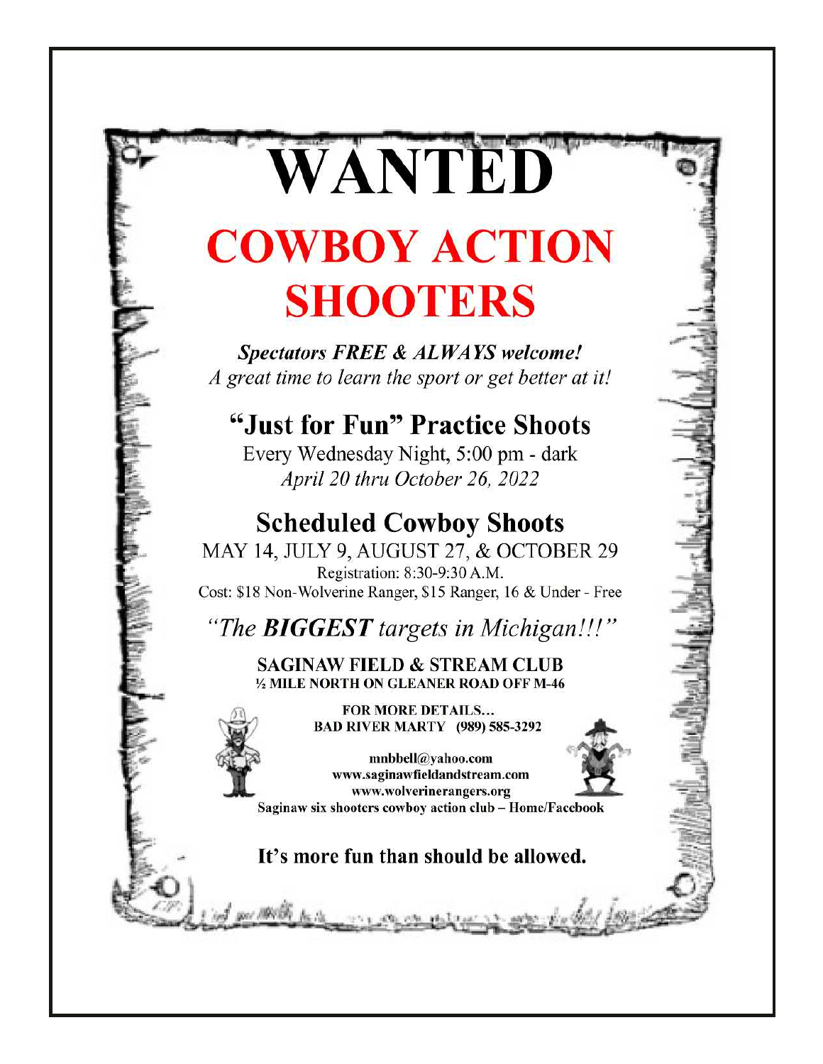# WANTED

# COWBOY ACTION SHOOTERS

***Spectators FREE & ALWAYS welcome!***

*A great time to learn the sport or get better at it!*

## "Just for Fun" Practice Shoots

Every Wednesday Night, 5:00 pm - dark

*April 20 thru October 26, 2022*

## Scheduled Cowboy Shoots

MAY 14, JULY 9, AUGUST 27, & OCTOBER 29

Registration: 8:30-9:30 A.M.

Cost: $18 Non-Wolverine Ranger, $15 Ranger, 16 & Under - Free

*"The **BIGGEST** targets in Michigan!!!"*

**SAGINAW FIELD & STREAM CLUB**

**½ MILE NORTH ON GLEANER ROAD OFF M-46**

**FOR MORE DETAILS...**

**BAD RIVER MARTY (989) 585-3292**

**mnbbell@yahoo.com**

**www.saginawfieldandstream.com**

**www.wolverinerangers.org**

**Saginaw six shooters cowboy action club – Home/Facebook**

**It's more fun than should be allowed.**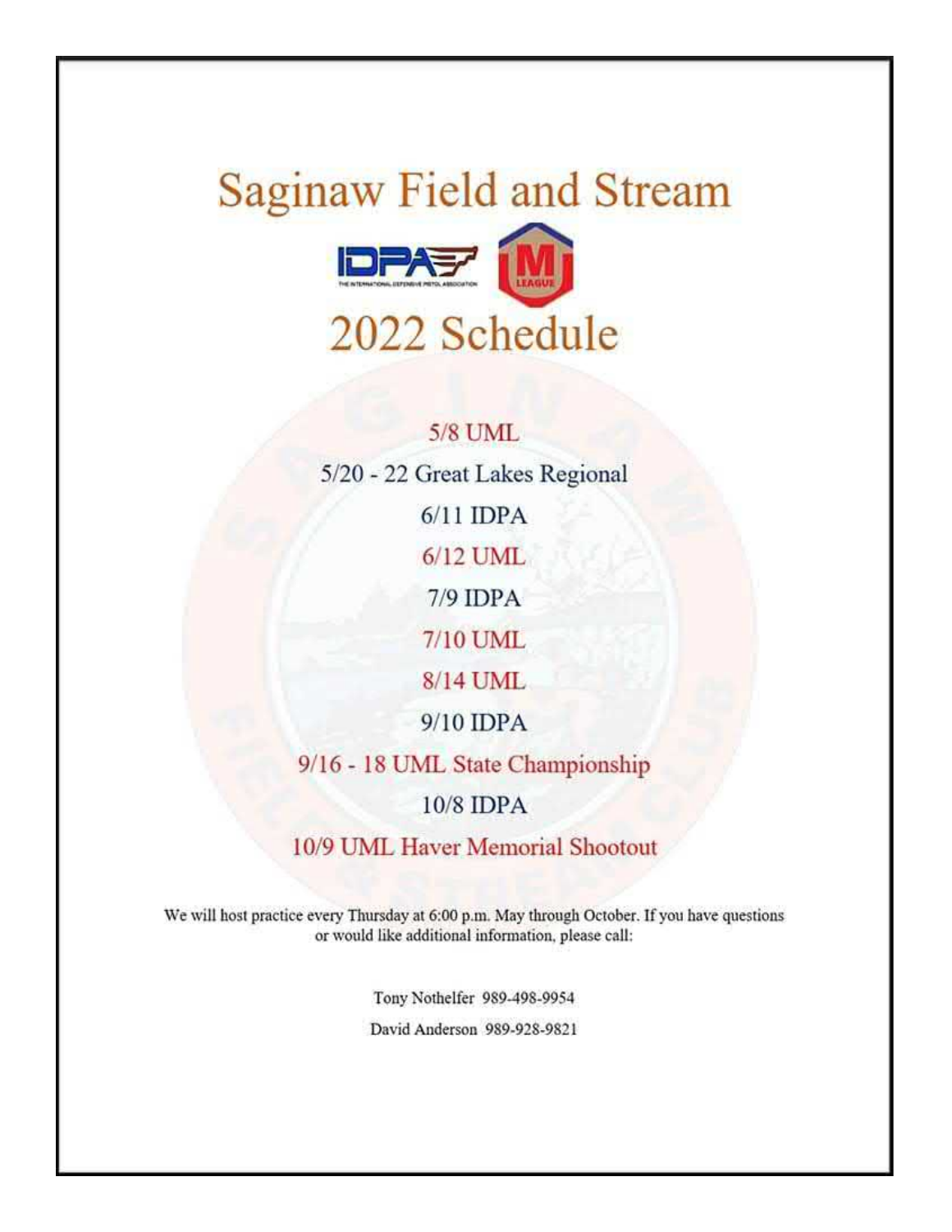# Saginaw Field and Stream

## 2022 Schedule

5/8 UML

5/20 - 22 Great Lakes Regional

6/11 IDPA

6/12 UML

7/9 IDPA

7/10 UML

8/14 UML

9/10 IDPA

9/16 - 18 UML State Championship

10/8 IDPA

10/9 UML Haver Memorial Shootout

We will host practice every Thursday at 6:00 p.m. May through October. If you have questions or would like additional information, please call:

Tony Nothelfer 989-498-9954

David Anderson 989-928-9821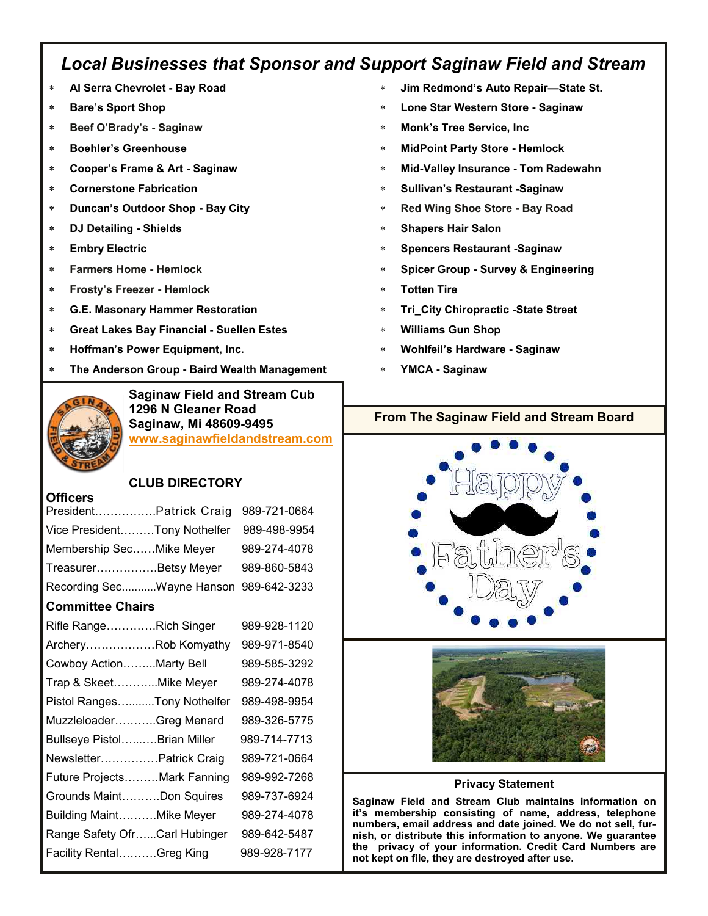# *Local Businesses that Sponsor and Support Saginaw Field and Stream*

- **Al Serra Chevrolet - Bay Road**
- **Bare's Sport Shop**
- **Beef O'Brady's - Saginaw**
- **Boehler's Greenhouse**
- **Cooper's Frame & Art - Saginaw**
- **Cornerstone Fabrication**
- **Duncan's Outdoor Shop - Bay City**
- **DJ Detailing - Shields**
- **Embry Electric**
- **Farmers Home - Hemlock**
- **Frosty's Freezer - Hemlock**
- **G.E. Masonary Hammer Restoration**
- **Great Lakes Bay Financial - Suellen Estes**
- **Hoffman's Power Equipment, Inc.**
- **The Anderson Group - Baird Wealth Management**
- **Jim Redmond's Auto Repair—State St.**
- **Lone Star Western Store - Saginaw**
- **Monk's Tree Service, Inc**
- **MidPoint Party Store - Hemlock**
- **Mid-Valley Insurance - Tom Radewahn**
- **Sullivan's Restaurant -Saginaw**
- **Red Wing Shoe Store - Bay Road**
- **Shapers Hair Salon**
- **Spencers Restaurant -Saginaw**
- **Spicer Group - Survey & Engineering**
- **Totten Tire**
- **Tri_City Chiropractic -State Street**
- **Williams Gun Shop**
- **Wohlfeil's Hardware - Saginaw**
- **YMCA - Saginaw**

**Saginaw Field and Stream Cub**
**1296 N Gleaner Road**
**Saginaw, Mi 48609-9495**
**www.saginawfieldandstream.com**

## CLUB DIRECTORY

### Officers

| | | |
|---|---|---|
| President | Patrick Craig | 989-721-0664 |
| Vice President | Tony Nothelfer | 989-498-9954 |
| Membership Sec | Mike Meyer | 989-274-4078 |
| Treasurer | Betsy Meyer | 989-860-5843 |
| Recording Sec | Wayne Hanson | 989-642-3233 |

### Committee Chairs

| | | |
|---|---|---|
| Rifle Range | Rich Singer | 989-928-1120 |
| Archery | Rob Komyathy | 989-971-8540 |
| Cowboy Action | Marty Bell | 989-585-3292 |
| Trap & Skeet | Mike Meyer | 989-274-4078 |
| Pistol Ranges | Tony Nothelfer | 989-498-9954 |
| Muzzleloader | Greg Menard | 989-326-5775 |
| Bullseye Pistol | Brian Miller | 989-714-7713 |
| Newsletter | Patrick Craig | 989-721-0664 |
| Future Projects | Mark Fanning | 989-992-7268 |
| Grounds Maint | Don Squires | 989-737-6924 |
| Building Maint | Mike Meyer | 989-274-4078 |
| Range Safety Ofr | Carl Hubinger | 989-642-5487 |
| Facility Rental | Greg King | 989-928-7177 |

**From The Saginaw Field and Stream Board**

Happy Father's Day

### Privacy Statement

**Saginaw Field and Stream Club maintains information on it's membership consisting of name, address, telephone numbers, email address and date joined. We do not sell, furnish, or distribute this information to anyone. We guarantee the privacy of your information. Credit Card Numbers are not kept on file, they are destroyed after use.**